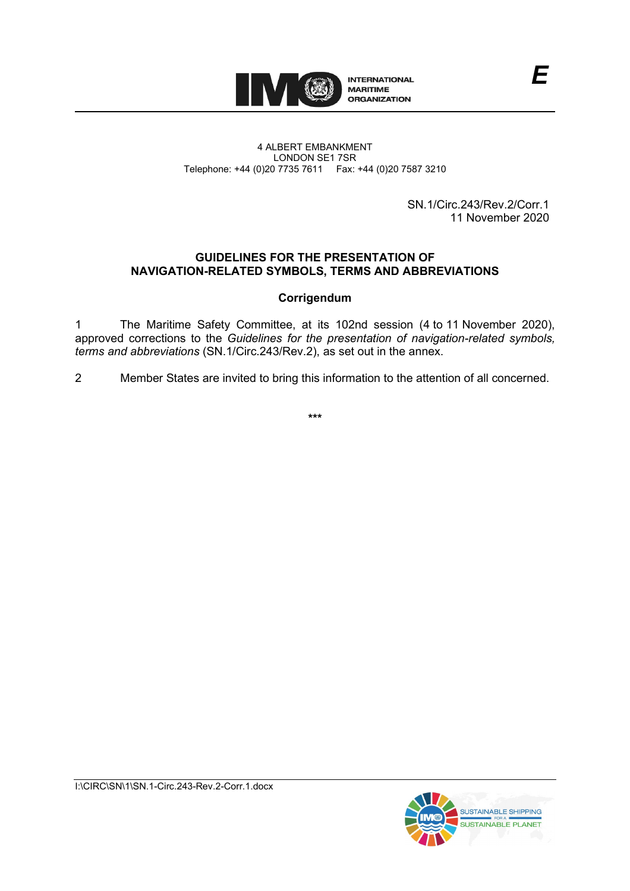INTERNATIONAL MARITIME ORGANIZATION

*E*

4 ALBERT EMBANKMENT
LONDON SE1 7SR
Telephone: +44 (0)20 7735 7611 Fax: +44 (0)20 7587 3210

SN.1/Circ.243/Rev.2/Corr.1
11 November 2020

**GUIDELINES FOR THE PRESENTATION OF NAVIGATION-RELATED SYMBOLS, TERMS AND ABBREVIATIONS**

**Corrigendum**

1 The Maritime Safety Committee, at its 102nd session (4 to 11 November 2020), approved corrections to the *Guidelines for the presentation of navigation-related symbols, terms and abbreviations* (SN.1/Circ.243/Rev.2), as set out in the annex.

2 Member States are invited to bring this information to the attention of all concerned.

***

I:\CIRC\SN\1\SN.1-Circ.243-Rev.2-Corr.1.docx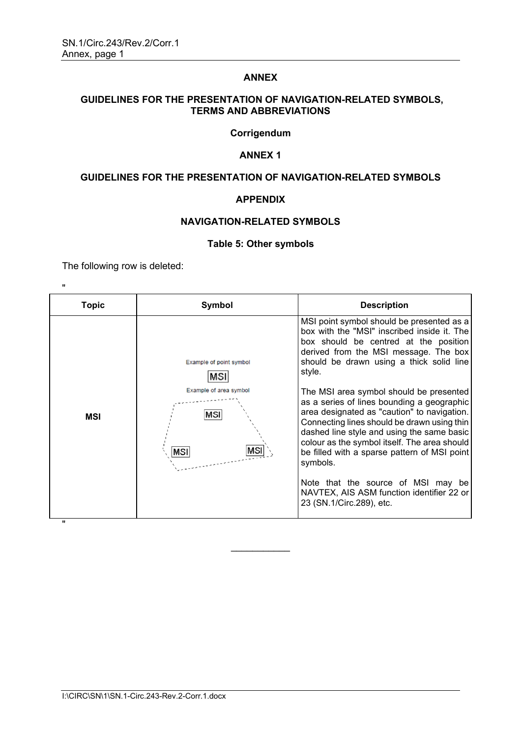# ANNEX

## GUIDELINES FOR THE PRESENTATION OF NAVIGATION-RELATED SYMBOLS, TERMS AND ABBREVIATIONS

### Corrigendum

### ANNEX 1

### GUIDELINES FOR THE PRESENTATION OF NAVIGATION-RELATED SYMBOLS

### APPENDIX

### NAVIGATION-RELATED SYMBOLS

### Table 5: Other symbols

The following row is deleted:

"

| Topic | Symbol | Description |
|---|---|---|
| **MSI** | Example of point symbol<br>MSI<br>Example of area symbol<br>MSI MSI MSI | MSI point symbol should be presented as a box with the "MSI" inscribed inside it. The box should be centred at the position derived from the MSI message. The box should be drawn using a thick solid line style.<br><br>The MSI area symbol should be presented as a series of lines bounding a geographic area designated as "caution" to navigation. Connecting lines should be drawn using thin dashed line style and using the same basic colour as the symbol itself. The area should be filled with a sparse pattern of MSI point symbols.<br><br>Note that the source of MSI may be NAVTEX, AIS ASM function identifier 22 or 23 (SN.1/Circ.289), etc. |

"

___________